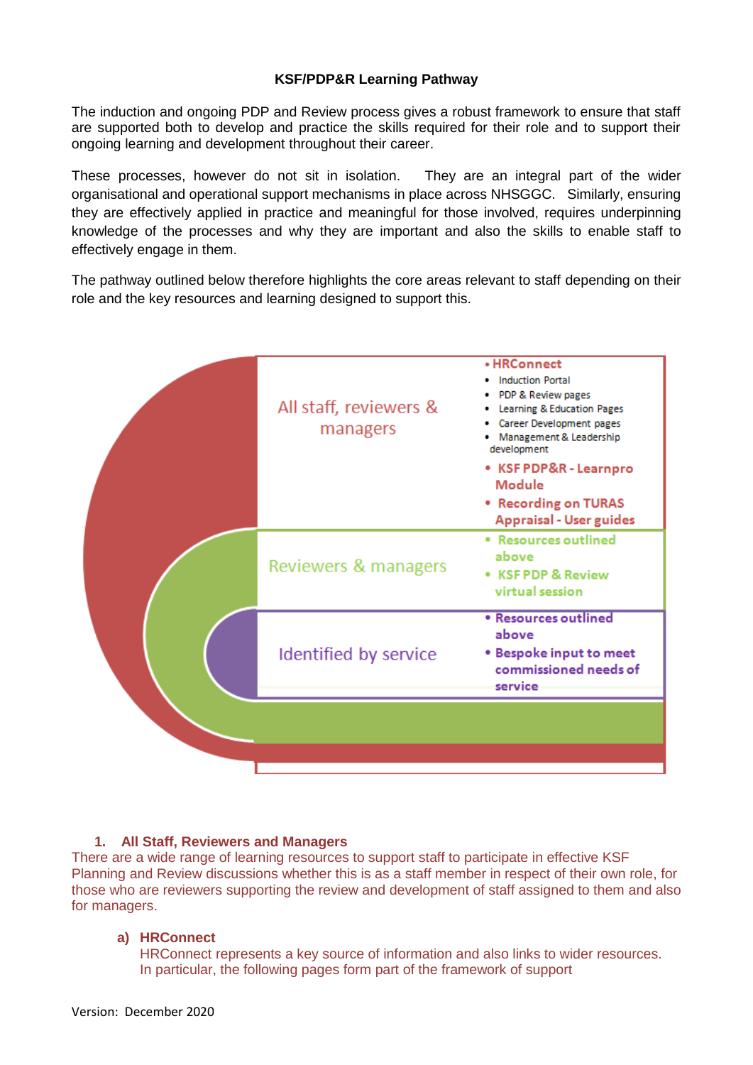**KSF/PDP&R Learning Pathway**

The induction and ongoing PDP and Review process gives a robust framework to ensure that staff are supported both to develop and practice the skills required for their role and to support their ongoing learning and development throughout their career.

These processes, however do not sit in isolation. They are an integral part of the wider organisational and operational support mechanisms in place across NHSGGC. Similarly, ensuring they are effectively applied in practice and meaningful for those involved, requires underpinning knowledge of the processes and why they are important and also the skills to enable staff to effectively engage in them.

The pathway outlined below therefore highlights the core areas relevant to staff depending on their role and the key resources and learning designed to support this.

| Group | Resources |
|---|---|
| All staff, reviewers & managers | • HRConnect<br>• Induction Portal<br>• PDP & Review pages<br>• Learning & Education Pages<br>• Career Development pages<br>• Management & Leadership development<br>• KSF PDP&R - Learnpro Module<br>• Recording on TURAS Appraisal - User guides |
| Reviewers & managers | • Resources outlined above<br>• KSF PDP & Review virtual session |
| Identified by service | • Resources outlined above<br>• Bespoke input to meet commissioned needs of service |

1. **All Staff, Reviewers and Managers**

There are a wide range of learning resources to support staff to participate in effective KSF Planning and Review discussions whether this is as a staff member in respect of their own role, for those who are reviewers supporting the review and development of staff assigned to them and also for managers.

a) **HRConnect**

HRConnect represents a key source of information and also links to wider resources. In particular, the following pages form part of the framework of support

Version: December 2020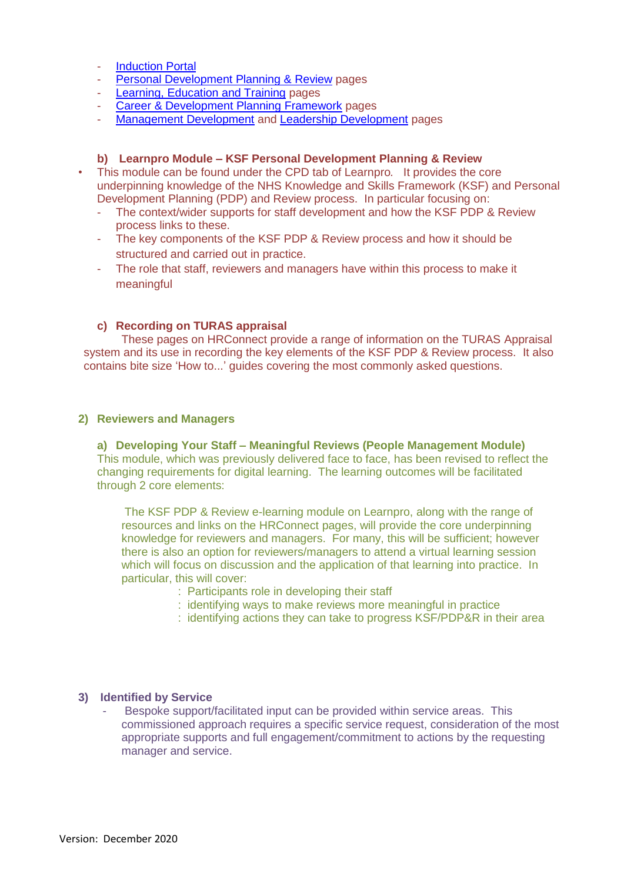- Induction Portal
- Personal Development Planning & Review pages
- Learning, Education and Training pages
- Career & Development Planning Framework pages
- Management Development and Leadership Development pages

**b) Learnpro Module – KSF Personal Development Planning & Review**

- This module can be found under the CPD tab of Learnpro. It provides the core underpinning knowledge of the NHS Knowledge and Skills Framework (KSF) and Personal Development Planning (PDP) and Review process. In particular focusing on:
  - The context/wider supports for staff development and how the KSF PDP & Review process links to these.
  - The key components of the KSF PDP & Review process and how it should be structured and carried out in practice.
  - The role that staff, reviewers and managers have within this process to make it meaningful

**c) Recording on TURAS appraisal**

These pages on HRConnect provide a range of information on the TURAS Appraisal system and its use in recording the key elements of the KSF PDP & Review process. It also contains bite size 'How to...' guides covering the most commonly asked questions.

## 2) Reviewers and Managers

**a) Developing Your Staff – Meaningful Reviews (People Management Module)**

This module, which was previously delivered face to face, has been revised to reflect the changing requirements for digital learning. The learning outcomes will be facilitated through 2 core elements:

The KSF PDP & Review e-learning module on Learnpro, along with the range of resources and links on the HRConnect pages, will provide the core underpinning knowledge for reviewers and managers. For many, this will be sufficient; however there is also an option for reviewers/managers to attend a virtual learning session which will focus on discussion and the application of that learning into practice. In particular, this will cover:

: Participants role in developing their staff
: identifying ways to make reviews more meaningful in practice
: identifying actions they can take to progress KSF/PDP&R in their area

## 3) Identified by Service

- Bespoke support/facilitated input can be provided within service areas. This commissioned approach requires a specific service request, consideration of the most appropriate supports and full engagement/commitment to actions by the requesting manager and service.

Version: December 2020